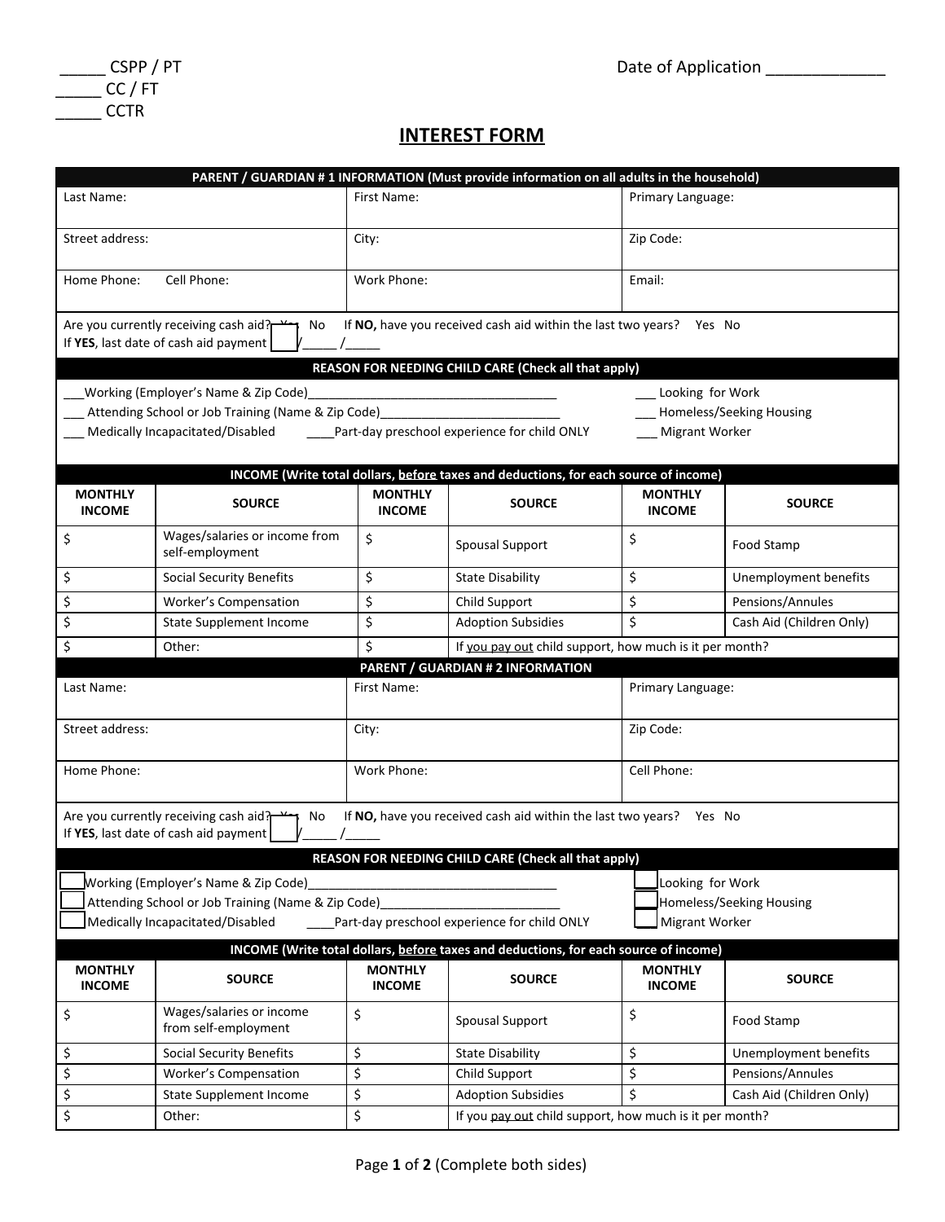_____ CSPP / PT
_____ CC / FT
_____ CCTR

Date of Application _____________

# INTEREST FORM

**PARENT / GUARDIAN # 1 INFORMATION (Must provide information on all adults in the household)**

| Last Name: | First Name: | Primary Language: |
|---|---|---|
| Street address: | City: | Zip Code: |
| Home Phone: Cell Phone: | Work Phone: | Email: |

Are you currently receiving cash aid? Yes No If **NO,** have you received cash aid within the last two years? Yes No
If **YES**, last date of cash aid payment ____/_____ /_____

**REASON FOR NEEDING CHILD CARE (Check all that apply)**

___Working (Employer's Name & Zip Code)____________________________________ ___ Looking for Work
___ Attending School or Job Training (Name & Zip Code)__________________________ ___ Homeless/Seeking Housing
___ Medically Incapacitated/Disabled ____Part-day preschool experience for child ONLY ___ Migrant Worker

**INCOME (Write total dollars, before taxes and deductions, for each source of income)**

| MONTHLY INCOME | SOURCE | MONTHLY INCOME | SOURCE | MONTHLY INCOME | SOURCE |
|---|---|---|---|---|---|
| $ | Wages/salaries or income from self-employment | $ | Spousal Support | $ | Food Stamp |
| $ | Social Security Benefits | $ | State Disability | $ | Unemployment benefits |
| $ | Worker's Compensation | $ | Child Support | $ | Pensions/Annules |
| $ | State Supplement Income | $ | Adoption Subsidies | $ | Cash Aid (Children Only) |
| $ | Other: | $ | If you pay out child support, how much is it per month? | | |

**PARENT / GUARDIAN # 2 INFORMATION**

| Last Name: | First Name: | Primary Language: |
|---|---|---|
| Street address: | City: | Zip Code: |
| Home Phone: | Work Phone: | Cell Phone: |

Are you currently receiving cash aid? Yes No If **NO,** have you received cash aid within the last two years? Yes No
If **YES**, last date of cash aid payment ____/_____ /_____

**REASON FOR NEEDING CHILD CARE (Check all that apply)**

___Working (Employer's Name & Zip Code)____________________________________ ___ Looking for Work
___ Attending School or Job Training (Name & Zip Code)__________________________ ___ Homeless/Seeking Housing
___ Medically Incapacitated/Disabled ____Part-day preschool experience for child ONLY ___ Migrant Worker

**INCOME (Write total dollars, before taxes and deductions, for each source of income)**

| MONTHLY INCOME | SOURCE | MONTHLY INCOME | SOURCE | MONTHLY INCOME | SOURCE |
|---|---|---|---|---|---|
| $ | Wages/salaries or income from self-employment | $ | Spousal Support | $ | Food Stamp |
| $ | Social Security Benefits | $ | State Disability | $ | Unemployment benefits |
| $ | Worker's Compensation | $ | Child Support | $ | Pensions/Annules |
| $ | State Supplement Income | $ | Adoption Subsidies | $ | Cash Aid (Children Only) |
| $ | Other: | $ | If you pay out child support, how much is it per month? | | |

(Complete both sides)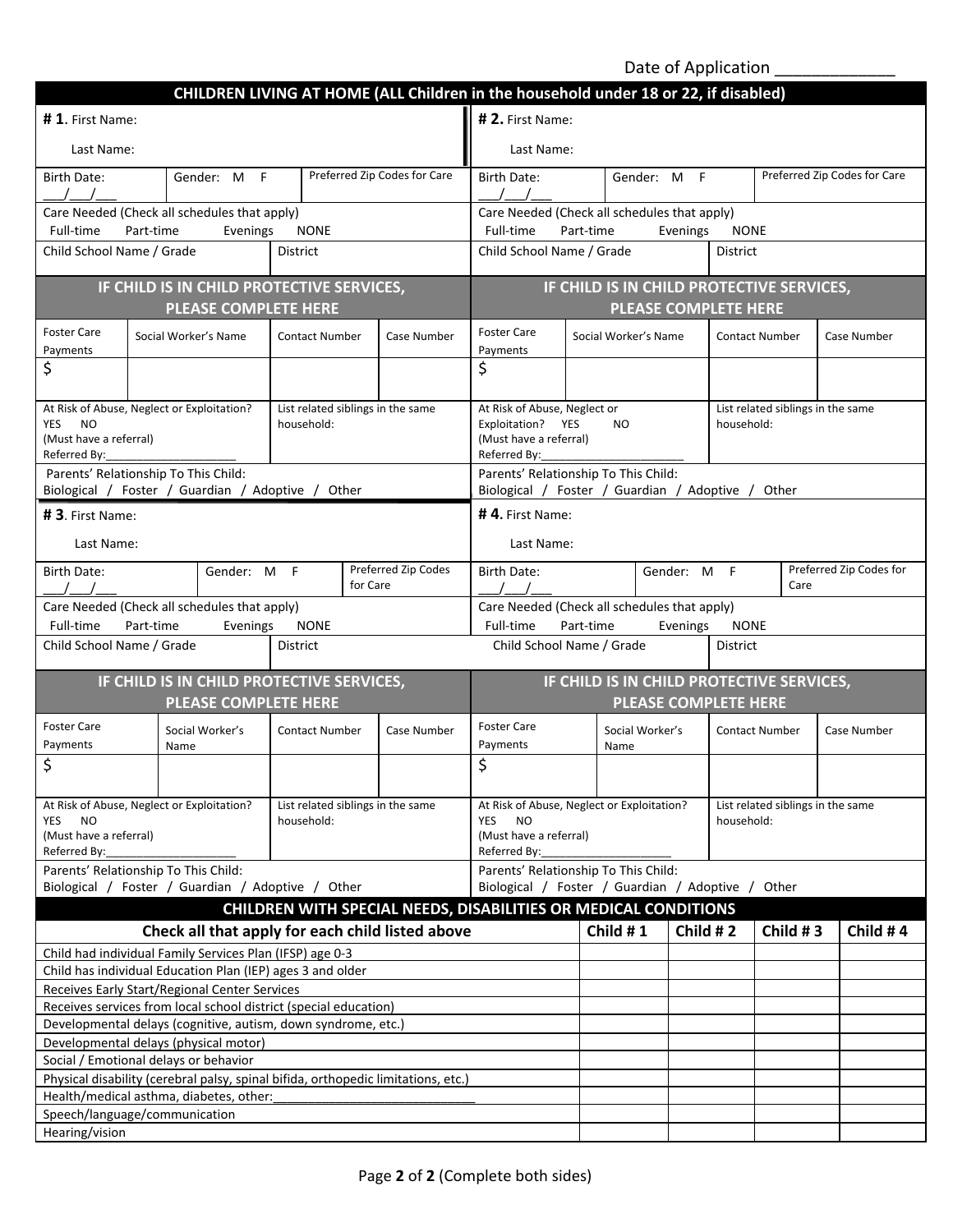Date of Application _____________

## CHILDREN LIVING AT HOME (ALL Children in the household under 18 or 22, if disabled)

| | | | |
|---|---|---|---|
| **# 1**. First Name: <br> Last Name: | | | |
| Birth Date: ___/___/___ | Gender: M F | Preferred Zip Codes for Care | |
| Care Needed (Check all schedules that apply) <br> Full-time Part-time Evenings NONE | | | |
| Child School Name / Grade | | District | |
| **IF CHILD IS IN CHILD PROTECTIVE SERVICES, PLEASE COMPLETE HERE** | | | |
| Foster Care Payments | Social Worker's Name | Contact Number | Case Number |
| $ | | | |
| At Risk of Abuse, Neglect or Exploitation? YES NO (Must have a referral) Referred By:_____________________ | | List related siblings in the same household: | |
| Parents' Relationship To This Child: Biological / Foster / Guardian / Adoptive / Other | | | |

| | | | |
|---|---|---|---|
| **# 2.** First Name: <br> Last Name: | | | |
| Birth Date: ___/___/___ | Gender: M F | Preferred Zip Codes for Care | |
| Care Needed (Check all schedules that apply) <br> Full-time Part-time Evenings NONE | | | |
| Child School Name / Grade | | District | |
| **IF CHILD IS IN CHILD PROTECTIVE SERVICES, PLEASE COMPLETE HERE** | | | |
| Foster Care Payments | Social Worker's Name | Contact Number | Case Number |
| $ | | | |
| At Risk of Abuse, Neglect or Exploitation? YES NO (Must have a referral) Referred By:______________________ | | List related siblings in the same household: | |
| Parents' Relationship To This Child: Biological / Foster / Guardian / Adoptive / Other | | | |

| | | | |
|---|---|---|---|
| **# 3**. First Name: <br> Last Name: | | | |
| Birth Date: ___/___/___ | Gender: M F | Preferred Zip Codes for Care | |
| Care Needed (Check all schedules that apply) <br> Full-time Part-time Evenings NONE | | | |
| Child School Name / Grade | | District | |
| **IF CHILD IS IN CHILD PROTECTIVE SERVICES, PLEASE COMPLETE HERE** | | | |
| Foster Care Payments | Social Worker's Name | Contact Number | Case Number |
| $ | | | |
| At Risk of Abuse, Neglect or Exploitation? YES NO (Must have a referral) Referred By:_____________________ | | List related siblings in the same household: | |
| Parents' Relationship To This Child: Biological / Foster / Guardian / Adoptive / Other | | | |

| | | | |
|---|---|---|---|
| **# 4.** First Name: <br> Last Name: | | | |
| Birth Date: ___/___/___ | Gender: M F | Preferred Zip Codes for Care | |
| Care Needed (Check all schedules that apply) <br> Full-time Part-time Evenings NONE | | | |
| Child School Name / Grade | | District | |
| **IF CHILD IS IN CHILD PROTECTIVE SERVICES, PLEASE COMPLETE HERE** | | | |
| Foster Care Payments | Social Worker's Name | Contact Number | Case Number |
| $ | | | |
| At Risk of Abuse, Neglect or Exploitation? YES NO (Must have a referral) Referred By:_____________________ | | List related siblings in the same household: | |
| Parents' Relationship To This Child: Biological / Foster / Guardian / Adoptive / Other | | | |

## CHILDREN WITH SPECIAL NEEDS, DISABILITIES OR MEDICAL CONDITIONS

| Check all that apply for each child listed above | Child # 1 | Child # 2 | Child # 3 | Child # 4 |
|---|---|---|---|---|
| Child had individual Family Services Plan (IFSP) age 0-3 | | | | |
| Child has individual Education Plan (IEP) ages 3 and older | | | | |
| Receives Early Start/Regional Center Services | | | | |
| Receives services from local school district (special education) | | | | |
| Developmental delays (cognitive, autism, down syndrome, etc.) | | | | |
| Developmental delays (physical motor) | | | | |
| Social / Emotional delays or behavior | | | | |
| Physical disability (cerebral palsy, spinal bifida, orthopedic limitations, etc.) | | | | |
| Health/medical asthma, diabetes, other:______________________________ | | | | |
| Speech/language/communication | | | | |
| Hearing/vision | | | | |

(Complete both sides)